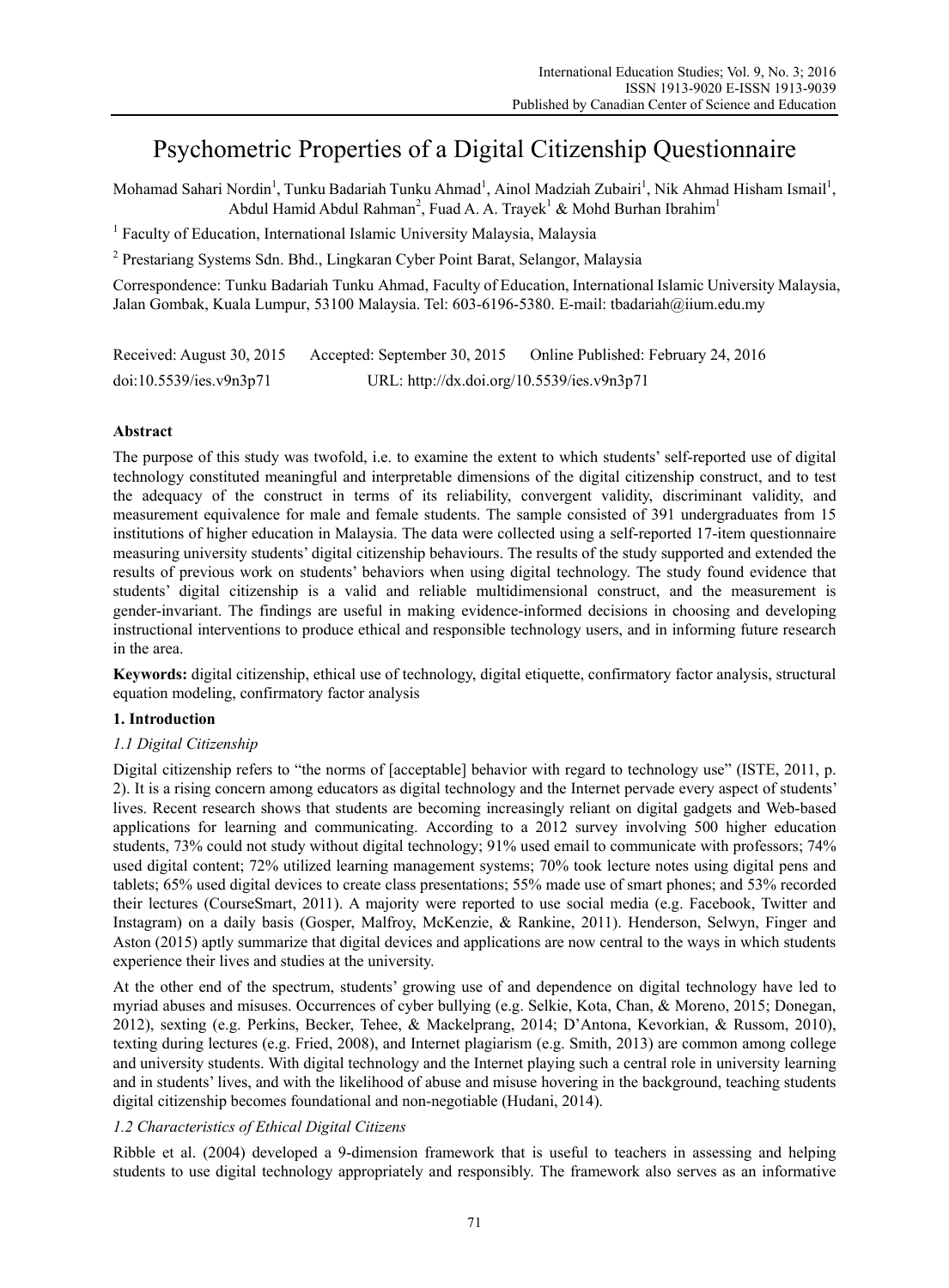# Psychometric Properties of a Digital Citizenship Questionnaire

Mohamad Sahari Nordin[1], Tunku Badariah Tunku Ahmad[1], Ainol Madziah Zubairi[1], Nik Ahmad Hisham Ismail[1], Abdul Hamid Abdul Rahman[2], Fuad A. A. Trayek[1] & Mohd Burhan Ibrahim[1]

[1] Faculty of Education, International Islamic University Malaysia, Malaysia

[2] Prestariang Systems Sdn. Bhd., Lingkaran Cyber Point Barat, Selangor, Malaysia

Correspondence: Tunku Badariah Tunku Ahmad, Faculty of Education, International Islamic University Malaysia, Jalan Gombak, Kuala Lumpur, 53100 Malaysia. Tel: 603-6196-5380. E-mail: tbadariah@iium.edu.my

Received: August 30, 2015 Accepted: September 30, 2015 Online Published: February 24, 2016

doi:10.5539/ies.v9n3p71 URL: http://dx.doi.org/10.5539/ies.v9n3p71

## Abstract

The purpose of this study was twofold, i.e. to examine the extent to which students' self-reported use of digital technology constituted meaningful and interpretable dimensions of the digital citizenship construct, and to test the adequacy of the construct in terms of its reliability, convergent validity, discriminant validity, and measurement equivalence for male and female students. The sample consisted of 391 undergraduates from 15 institutions of higher education in Malaysia. The data were collected using a self-reported 17-item questionnaire measuring university students' digital citizenship behaviours. The results of the study supported and extended the results of previous work on students' behaviors when using digital technology. The study found evidence that students' digital citizenship is a valid and reliable multidimensional construct, and the measurement is gender-invariant. The findings are useful in making evidence-informed decisions in choosing and developing instructional interventions to produce ethical and responsible technology users, and in informing future research in the area.

**Keywords:** digital citizenship, ethical use of technology, digital etiquette, confirmatory factor analysis, structural equation modeling, confirmatory factor analysis

## 1. Introduction

### *1.1 Digital Citizenship*

Digital citizenship refers to "the norms of [acceptable] behavior with regard to technology use" (ISTE, 2011, p. 2). It is a rising concern among educators as digital technology and the Internet pervade every aspect of students' lives. Recent research shows that students are becoming increasingly reliant on digital gadgets and Web-based applications for learning and communicating. According to a 2012 survey involving 500 higher education students, 73% could not study without digital technology; 91% used email to communicate with professors; 74% used digital content; 72% utilized learning management systems; 70% took lecture notes using digital pens and tablets; 65% used digital devices to create class presentations; 55% made use of smart phones; and 53% recorded their lectures (CourseSmart, 2011). A majority were reported to use social media (e.g. Facebook, Twitter and Instagram) on a daily basis (Gosper, Malfroy, McKenzie, & Rankine, 2011). Henderson, Selwyn, Finger and Aston (2015) aptly summarize that digital devices and applications are now central to the ways in which students experience their lives and studies at the university.

At the other end of the spectrum, students' growing use of and dependence on digital technology have led to myriad abuses and misuses. Occurrences of cyber bullying (e.g. Selkie, Kota, Chan, & Moreno, 2015; Donegan, 2012), sexting (e.g. Perkins, Becker, Tehee, & Mackelprang, 2014; D'Antona, Kevorkian, & Russom, 2010), texting during lectures (e.g. Fried, 2008), and Internet plagiarism (e.g. Smith, 2013) are common among college and university students. With digital technology and the Internet playing such a central role in university learning and in students' lives, and with the likelihood of abuse and misuse hovering in the background, teaching students digital citizenship becomes foundational and non-negotiable (Hudani, 2014).

### *1.2 Characteristics of Ethical Digital Citizens*

Ribble et al. (2004) developed a 9-dimension framework that is useful to teachers in assessing and helping students to use digital technology appropriately and responsibly. The framework also serves as an informative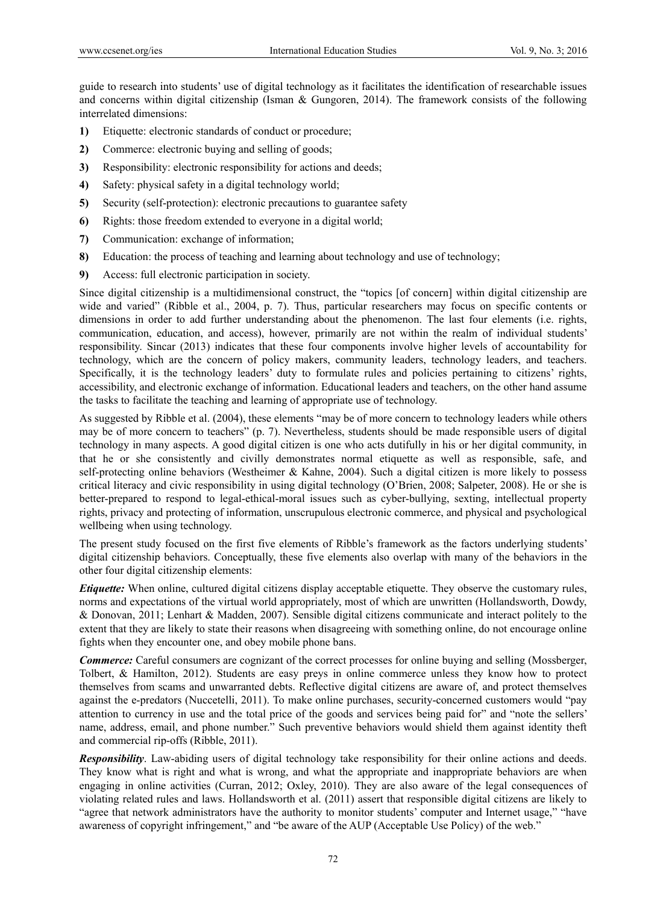guide to research into students' use of digital technology as it facilitates the identification of researchable issues and concerns within digital citizenship (Isman & Gungoren, 2014). The framework consists of the following interrelated dimensions:

**1)** Etiquette: electronic standards of conduct or procedure;

**2)** Commerce: electronic buying and selling of goods;

**3)** Responsibility: electronic responsibility for actions and deeds;

**4)** Safety: physical safety in a digital technology world;

**5)** Security (self-protection): electronic precautions to guarantee safety

**6)** Rights: those freedom extended to everyone in a digital world;

**7)** Communication: exchange of information;

**8)** Education: the process of teaching and learning about technology and use of technology;

**9)** Access: full electronic participation in society.

Since digital citizenship is a multidimensional construct, the "topics [of concern] within digital citizenship are wide and varied" (Ribble et al., 2004, p. 7). Thus, particular researchers may focus on specific contents or dimensions in order to add further understanding about the phenomenon. The last four elements (i.e. rights, communication, education, and access), however, primarily are not within the realm of individual students' responsibility. Sincar (2013) indicates that these four components involve higher levels of accountability for technology, which are the concern of policy makers, community leaders, technology leaders, and teachers. Specifically, it is the technology leaders' duty to formulate rules and policies pertaining to citizens' rights, accessibility, and electronic exchange of information. Educational leaders and teachers, on the other hand assume the tasks to facilitate the teaching and learning of appropriate use of technology.

As suggested by Ribble et al. (2004), these elements "may be of more concern to technology leaders while others may be of more concern to teachers" (p. 7). Nevertheless, students should be made responsible users of digital technology in many aspects. A good digital citizen is one who acts dutifully in his or her digital community, in that he or she consistently and civilly demonstrates normal etiquette as well as responsible, safe, and self-protecting online behaviors (Westheimer & Kahne, 2004). Such a digital citizen is more likely to possess critical literacy and civic responsibility in using digital technology (O'Brien, 2008; Salpeter, 2008). He or she is better-prepared to respond to legal-ethical-moral issues such as cyber-bullying, sexting, intellectual property rights, privacy and protecting of information, unscrupulous electronic commerce, and physical and psychological wellbeing when using technology.

The present study focused on the first five elements of Ribble's framework as the factors underlying students' digital citizenship behaviors. Conceptually, these five elements also overlap with many of the behaviors in the other four digital citizenship elements:

***Etiquette:*** When online, cultured digital citizens display acceptable etiquette. They observe the customary rules, norms and expectations of the virtual world appropriately, most of which are unwritten (Hollandsworth, Dowdy, & Donovan, 2011; Lenhart & Madden, 2007). Sensible digital citizens communicate and interact politely to the extent that they are likely to state their reasons when disagreeing with something online, do not encourage online fights when they encounter one, and obey mobile phone bans.

***Commerce:*** Careful consumers are cognizant of the correct processes for online buying and selling (Mossberger, Tolbert, & Hamilton, 2012). Students are easy preys in online commerce unless they know how to protect themselves from scams and unwarranted debts. Reflective digital citizens are aware of, and protect themselves against the e-predators (Nuccetelli, 2011). To make online purchases, security-concerned customers would "pay attention to currency in use and the total price of the goods and services being paid for" and "note the sellers' name, address, email, and phone number." Such preventive behaviors would shield them against identity theft and commercial rip-offs (Ribble, 2011).

***Responsibility***. Law-abiding users of digital technology take responsibility for their online actions and deeds. They know what is right and what is wrong, and what the appropriate and inappropriate behaviors are when engaging in online activities (Curran, 2012; Oxley, 2010). They are also aware of the legal consequences of violating related rules and laws. Hollandsworth et al. (2011) assert that responsible digital citizens are likely to "agree that network administrators have the authority to monitor students' computer and Internet usage," "have awareness of copyright infringement," and "be aware of the AUP (Acceptable Use Policy) of the web."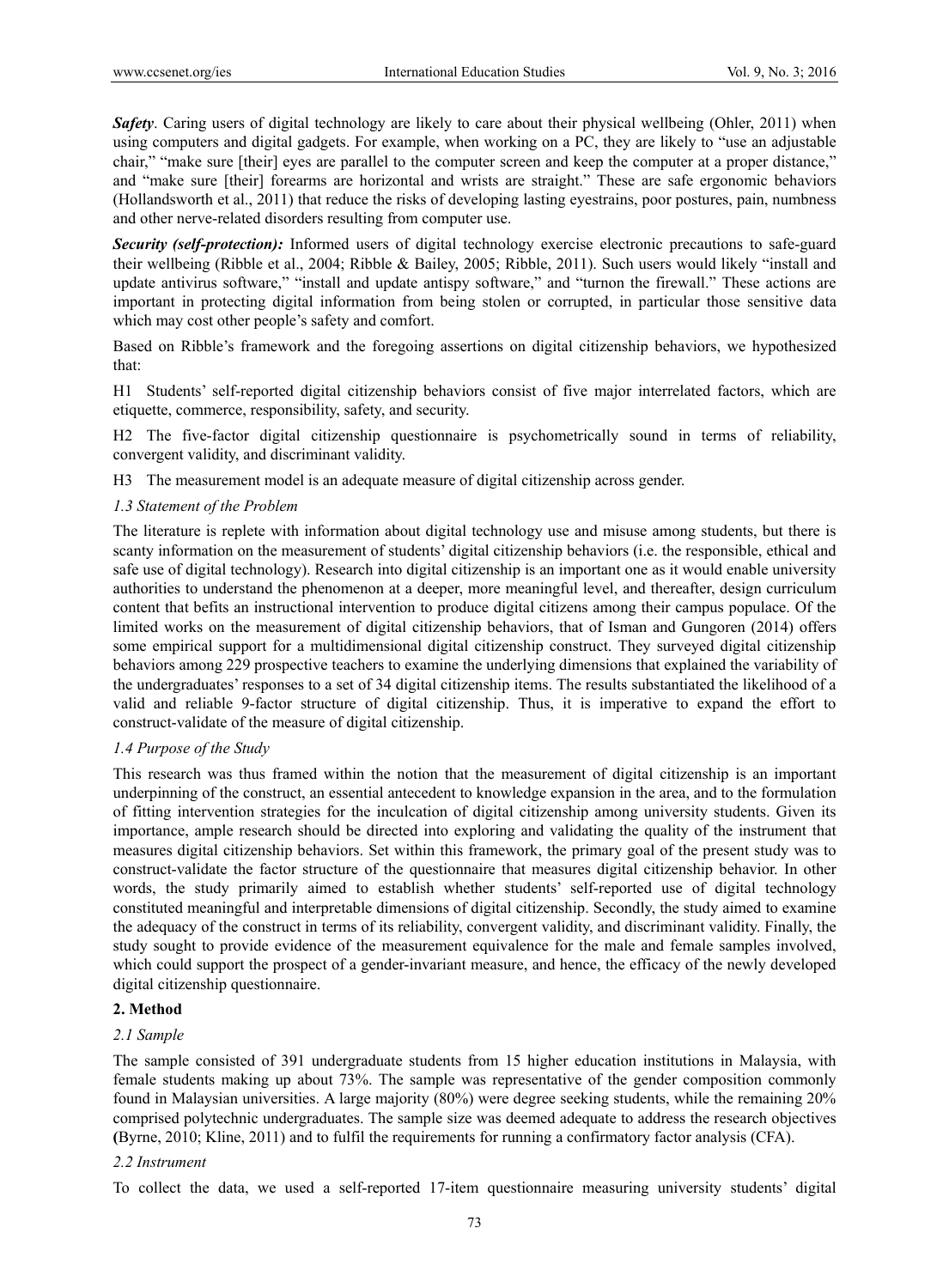***Safety***. Caring users of digital technology are likely to care about their physical wellbeing (Ohler, 2011) when using computers and digital gadgets. For example, when working on a PC, they are likely to "use an adjustable chair," "make sure [their] eyes are parallel to the computer screen and keep the computer at a proper distance," and "make sure [their] forearms are horizontal and wrists are straight." These are safe ergonomic behaviors (Hollandsworth et al., 2011) that reduce the risks of developing lasting eyestrains, poor postures, pain, numbness and other nerve-related disorders resulting from computer use.

***Security (self-protection):*** Informed users of digital technology exercise electronic precautions to safe-guard their wellbeing (Ribble et al., 2004; Ribble & Bailey, 2005; Ribble, 2011). Such users would likely "install and update antivirus software," "install and update antispy software," and "turnon the firewall." These actions are important in protecting digital information from being stolen or corrupted, in particular those sensitive data which may cost other people's safety and comfort.

Based on Ribble's framework and the foregoing assertions on digital citizenship behaviors, we hypothesized that:

H1 Students' self-reported digital citizenship behaviors consist of five major interrelated factors, which are etiquette, commerce, responsibility, safety, and security.

H2 The five-factor digital citizenship questionnaire is psychometrically sound in terms of reliability, convergent validity, and discriminant validity.

H3 The measurement model is an adequate measure of digital citizenship across gender.

### *1.3 Statement of the Problem*

The literature is replete with information about digital technology use and misuse among students, but there is scanty information on the measurement of students' digital citizenship behaviors (i.e. the responsible, ethical and safe use of digital technology). Research into digital citizenship is an important one as it would enable university authorities to understand the phenomenon at a deeper, more meaningful level, and thereafter, design curriculum content that befits an instructional intervention to produce digital citizens among their campus populace. Of the limited works on the measurement of digital citizenship behaviors, that of Isman and Gungoren (2014) offers some empirical support for a multidimensional digital citizenship construct. They surveyed digital citizenship behaviors among 229 prospective teachers to examine the underlying dimensions that explained the variability of the undergraduates' responses to a set of 34 digital citizenship items. The results substantiated the likelihood of a valid and reliable 9-factor structure of digital citizenship. Thus, it is imperative to expand the effort to construct-validate of the measure of digital citizenship.

### *1.4 Purpose of the Study*

This research was thus framed within the notion that the measurement of digital citizenship is an important underpinning of the construct, an essential antecedent to knowledge expansion in the area, and to the formulation of fitting intervention strategies for the inculcation of digital citizenship among university students. Given its importance, ample research should be directed into exploring and validating the quality of the instrument that measures digital citizenship behaviors. Set within this framework, the primary goal of the present study was to construct-validate the factor structure of the questionnaire that measures digital citizenship behavior. In other words, the study primarily aimed to establish whether students' self-reported use of digital technology constituted meaningful and interpretable dimensions of digital citizenship. Secondly, the study aimed to examine the adequacy of the construct in terms of its reliability, convergent validity, and discriminant validity. Finally, the study sought to provide evidence of the measurement equivalence for the male and female samples involved, which could support the prospect of a gender-invariant measure, and hence, the efficacy of the newly developed digital citizenship questionnaire.

## 2. Method

### *2.1 Sample*

The sample consisted of 391 undergraduate students from 15 higher education institutions in Malaysia, with female students making up about 73%. The sample was representative of the gender composition commonly found in Malaysian universities. A large majority (80%) were degree seeking students, while the remaining 20% comprised polytechnic undergraduates. The sample size was deemed adequate to address the research objectives (Byrne, 2010; Kline, 2011) and to fulfil the requirements for running a confirmatory factor analysis (CFA).

### *2.2 Instrument*

To collect the data, we used a self-reported 17-item questionnaire measuring university students' digital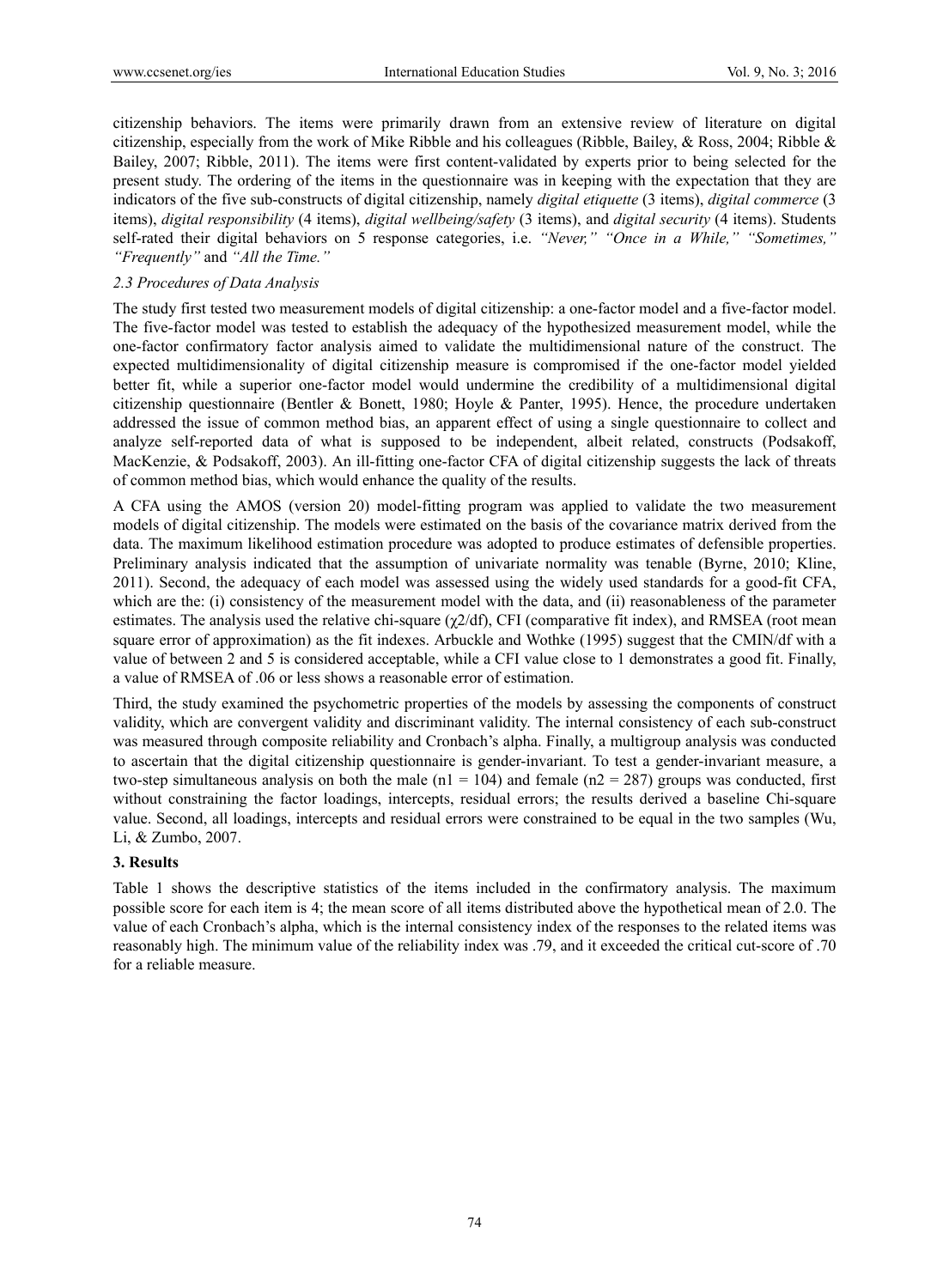citizenship behaviors. The items were primarily drawn from an extensive review of literature on digital citizenship, especially from the work of Mike Ribble and his colleagues (Ribble, Bailey, & Ross, 2004; Ribble & Bailey, 2007; Ribble, 2011). The items were first content-validated by experts prior to being selected for the present study. The ordering of the items in the questionnaire was in keeping with the expectation that they are indicators of the five sub-constructs of digital citizenship, namely *digital etiquette* (3 items), *digital commerce* (3 items), *digital responsibility* (4 items), *digital wellbeing/safety* (3 items), and *digital security* (4 items). Students self-rated their digital behaviors on 5 response categories, i.e. *"Never," "Once in a While," "Sometimes," "Frequently"* and *"All the Time."*

### 2.3 Procedures of Data Analysis

The study first tested two measurement models of digital citizenship: a one-factor model and a five-factor model. The five-factor model was tested to establish the adequacy of the hypothesized measurement model, while the one-factor confirmatory factor analysis aimed to validate the multidimensional nature of the construct. The expected multidimensionality of digital citizenship measure is compromised if the one-factor model yielded better fit, while a superior one-factor model would undermine the credibility of a multidimensional digital citizenship questionnaire (Bentler & Bonett, 1980; Hoyle & Panter, 1995). Hence, the procedure undertaken addressed the issue of common method bias, an apparent effect of using a single questionnaire to collect and analyze self-reported data of what is supposed to be independent, albeit related, constructs (Podsakoff, MacKenzie, & Podsakoff, 2003). An ill-fitting one-factor CFA of digital citizenship suggests the lack of threats of common method bias, which would enhance the quality of the results.

A CFA using the AMOS (version 20) model-fitting program was applied to validate the two measurement models of digital citizenship. The models were estimated on the basis of the covariance matrix derived from the data. The maximum likelihood estimation procedure was adopted to produce estimates of defensible properties. Preliminary analysis indicated that the assumption of univariate normality was tenable (Byrne, 2010; Kline, 2011). Second, the adequacy of each model was assessed using the widely used standards for a good-fit CFA, which are the: (i) consistency of the measurement model with the data, and (ii) reasonableness of the parameter estimates. The analysis used the relative chi-square ($\chi 2/df$), CFI (comparative fit index), and RMSEA (root mean square error of approximation) as the fit indexes. Arbuckle and Wothke (1995) suggest that the CMIN/df with a value of between 2 and 5 is considered acceptable, while a CFI value close to 1 demonstrates a good fit. Finally, a value of RMSEA of .06 or less shows a reasonable error of estimation.

Third, the study examined the psychometric properties of the models by assessing the components of construct validity, which are convergent validity and discriminant validity. The internal consistency of each sub-construct was measured through composite reliability and Cronbach's alpha. Finally, a multigroup analysis was conducted to ascertain that the digital citizenship questionnaire is gender-invariant. To test a gender-invariant measure, a two-step simultaneous analysis on both the male ($n1 = 104$) and female ($n2 = 287$) groups was conducted, first without constraining the factor loadings, intercepts, residual errors; the results derived a baseline Chi-square value. Second, all loadings, intercepts and residual errors were constrained to be equal in the two samples (Wu, Li, & Zumbo, 2007.

## 3. Results

Table 1 shows the descriptive statistics of the items included in the confirmatory analysis. The maximum possible score for each item is 4; the mean score of all items distributed above the hypothetical mean of 2.0. The value of each Cronbach's alpha, which is the internal consistency index of the responses to the related items was reasonably high. The minimum value of the reliability index was .79, and it exceeded the critical cut-score of .70 for a reliable measure.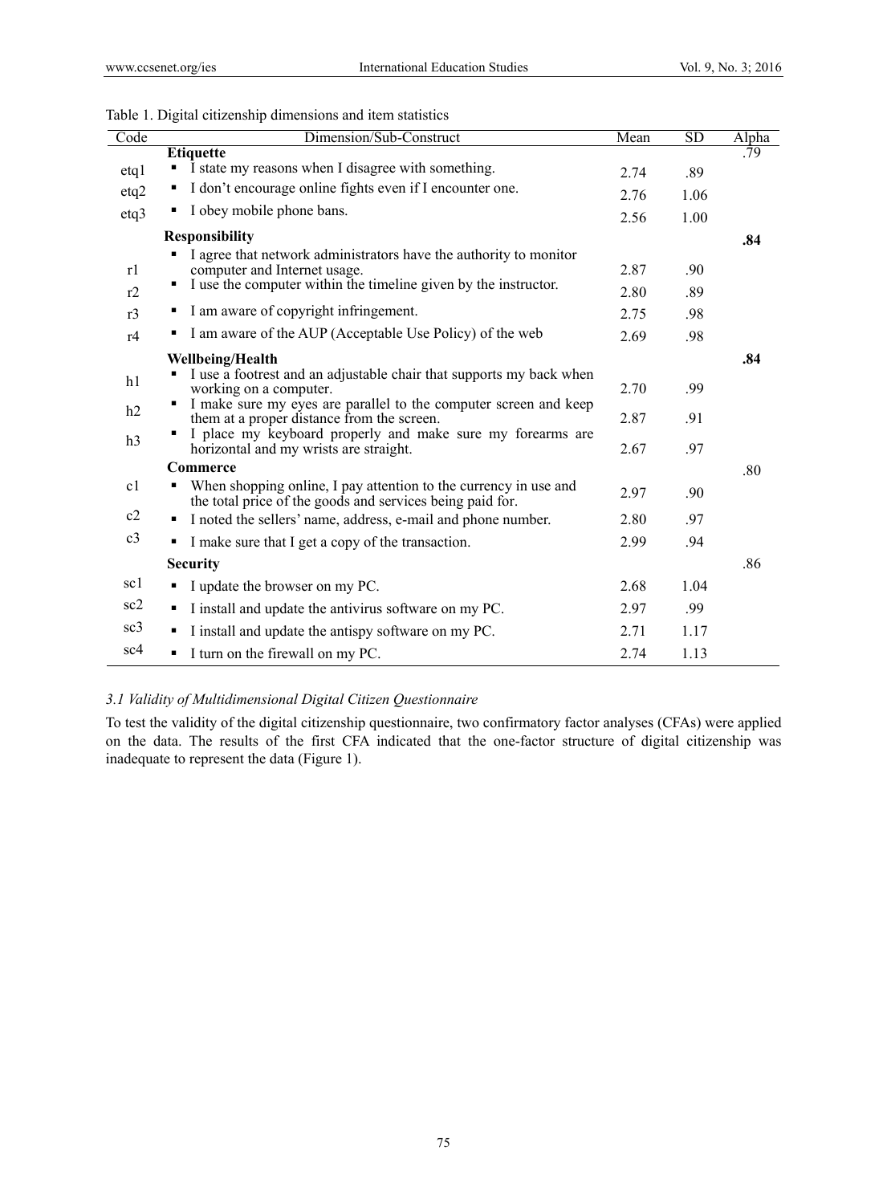Table 1. Digital citizenship dimensions and item statistics

| Code | Dimension/Sub-Construct | Mean | SD | Alpha |
|---|---|---|---|---|
| | **Etiquette** | | | .79 |
| etq1 | ▪ I state my reasons when I disagree with something. | 2.74 | .89 | |
| etq2 | ▪ I don't encourage online fights even if I encounter one. | 2.76 | 1.06 | |
| etq3 | ▪ I obey mobile phone bans. | 2.56 | 1.00 | |
| | **Responsibility** | | | **.84** |
| r1 | ▪ I agree that network administrators have the authority to monitor computer and Internet usage. | 2.87 | .90 | |
| r2 | ▪ I use the computer within the timeline given by the instructor. | 2.80 | .89 | |
| r3 | ▪ I am aware of copyright infringement. | 2.75 | .98 | |
| r4 | ▪ I am aware of the AUP (Acceptable Use Policy) of the web | 2.69 | .98 | |
| | **Wellbeing/Health** | | | **.84** |
| h1 | ▪ I use a footrest and an adjustable chair that supports my back when working on a computer. | 2.70 | .99 | |
| h2 | ▪ I make sure my eyes are parallel to the computer screen and keep them at a proper distance from the screen. | 2.87 | .91 | |
| h3 | ▪ I place my keyboard properly and make sure my forearms are horizontal and my wrists are straight. | 2.67 | .97 | |
| | **Commerce** | | | .80 |
| c1 | ▪ When shopping online, I pay attention to the currency in use and the total price of the goods and services being paid for. | 2.97 | .90 | |
| c2 | ▪ I noted the sellers' name, address, e-mail and phone number. | 2.80 | .97 | |
| c3 | ▪ I make sure that I get a copy of the transaction. | 2.99 | .94 | |
| | **Security** | | | .86 |
| sc1 | ▪ I update the browser on my PC. | 2.68 | 1.04 | |
| sc2 | ▪ I install and update the antivirus software on my PC. | 2.97 | .99 | |
| sc3 | ▪ I install and update the antispy software on my PC. | 2.71 | 1.17 | |
| sc4 | ▪ I turn on the firewall on my PC. | 2.74 | 1.13 | |

### *3.1 Validity of Multidimensional Digital Citizen Questionnaire*

To test the validity of the digital citizenship questionnaire, two confirmatory factor analyses (CFAs) were applied on the data. The results of the first CFA indicated that the one-factor structure of digital citizenship was inadequate to represent the data (Figure 1).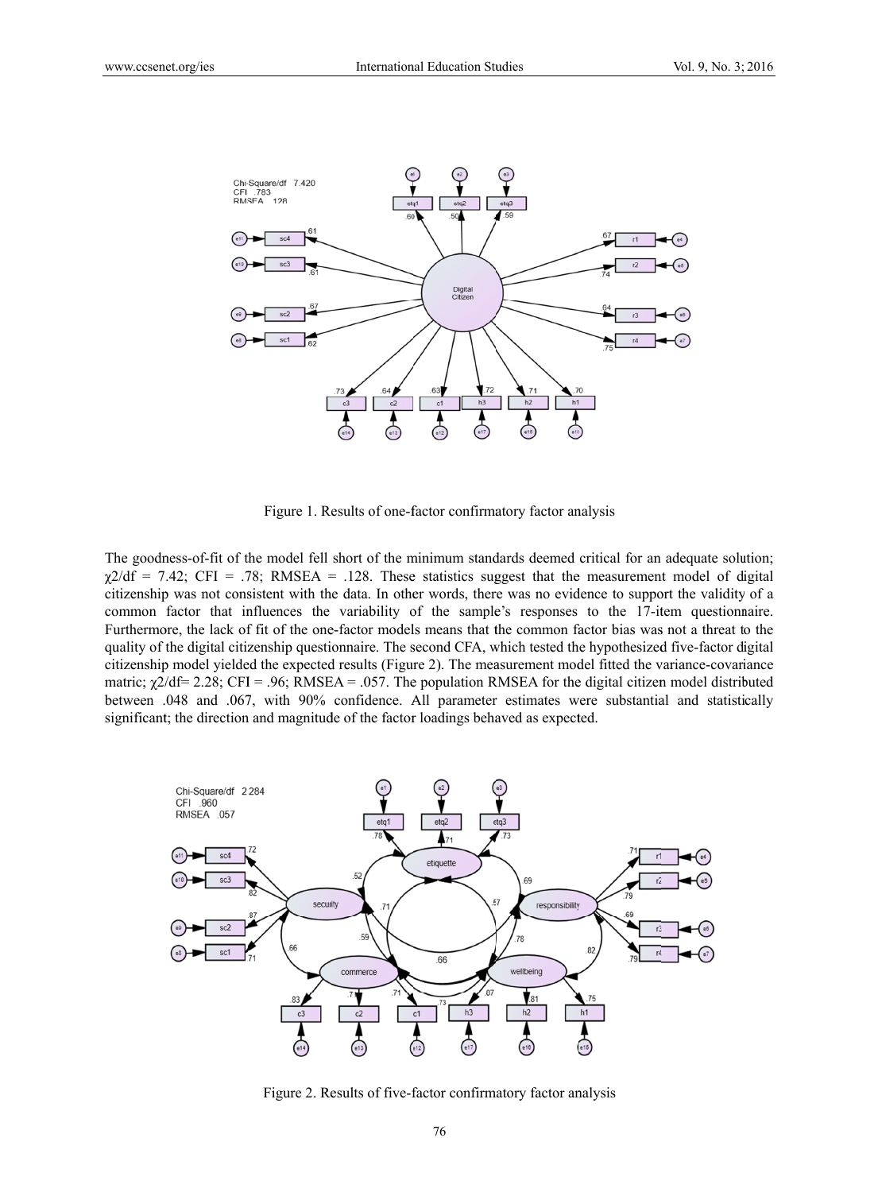Figure 1. Results of one-factor confirmatory factor analysis

The goodness-of-fit of the model fell short of the minimum standards deemed critical for an adequate solution; $\chi 2/df = 7.42$; CFI = .78; RMSEA = .128. These statistics suggest that the measurement model of digital citizenship was not consistent with the data. In other words, there was no evidence to support the validity of a common factor that influences the variability of the sample's responses to the 17-item questionnaire. Furthermore, the lack of fit of the one-factor models means that the common factor bias was not a threat to the quality of the digital citizenship questionnaire. The second CFA, which tested the hypothesized five-factor digital citizenship model yielded the expected results (Figure 2). The measurement model fitted the variance-covariance matric; $\chi 2/df = 2.28$; CFI = .96; RMSEA = .057. The population RMSEA for the digital citizen model distributed between .048 and .067, with 90% confidence. All parameter estimates were substantial and statistically significant; the direction and magnitude of the factor loadings behaved as expected.

Figure 2. Results of five-factor confirmatory factor analysis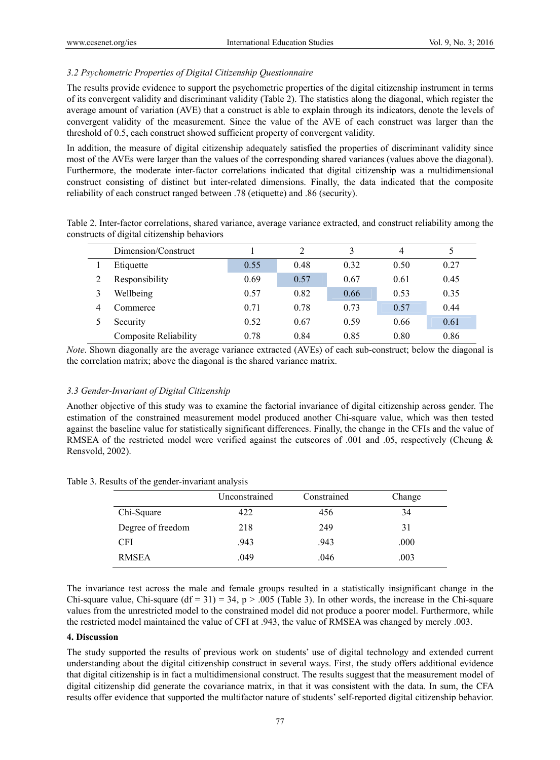### *3.2 Psychometric Properties of Digital Citizenship Questionnaire*

The results provide evidence to support the psychometric properties of the digital citizenship instrument in terms of its convergent validity and discriminant validity (Table 2). The statistics along the diagonal, which register the average amount of variation (AVE) that a construct is able to explain through its indicators, denote the levels of convergent validity of the measurement. Since the value of the AVE of each construct was larger than the threshold of 0.5, each construct showed sufficient property of convergent validity.

In addition, the measure of digital citizenship adequately satisfied the properties of discriminant validity since most of the AVEs were larger than the values of the corresponding shared variances (values above the diagonal). Furthermore, the moderate inter-factor correlations indicated that digital citizenship was a multidimensional construct consisting of distinct but inter-related dimensions. Finally, the data indicated that the composite reliability of each construct ranged between .78 (etiquette) and .86 (security).

Table 2. Inter-factor correlations, shared variance, average variance extracted, and construct reliability among the constructs of digital citizenship behaviors

| | Dimension/Construct | 1 | 2 | 3 | 4 | 5 |
|---|---|---|---|---|---|---|
| 1 | Etiquette | 0.55 | 0.48 | 0.32 | 0.50 | 0.27 |
| 2 | Responsibility | 0.69 | 0.57 | 0.67 | 0.61 | 0.45 |
| 3 | Wellbeing | 0.57 | 0.82 | 0.66 | 0.53 | 0.35 |
| 4 | Commerce | 0.71 | 0.78 | 0.73 | 0.57 | 0.44 |
| 5 | Security | 0.52 | 0.67 | 0.59 | 0.66 | 0.61 |
| | Composite Reliability | 0.78 | 0.84 | 0.85 | 0.80 | 0.86 |

*Note*. Shown diagonally are the average variance extracted (AVEs) of each sub-construct; below the diagonal is the correlation matrix; above the diagonal is the shared variance matrix.

### *3.3 Gender-Invariant of Digital Citizenship*

Another objective of this study was to examine the factorial invariance of digital citizenship across gender. The estimation of the constrained measurement model produced another Chi-square value, which was then tested against the baseline value for statistically significant differences. Finally, the change in the CFIs and the value of RMSEA of the restricted model were verified against the cutscores of .001 and .05, respectively (Cheung & Rensvold, 2002).

Table 3. Results of the gender-invariant analysis

| | Unconstrained | Constrained | Change |
|---|---|---|---|
| Chi-Square | 422 | 456 | 34 |
| Degree of freedom | 218 | 249 | 31 |
| CFI | .943 | .943 | .000 |
| RMSEA | .049 | .046 | .003 |

The invariance test across the male and female groups resulted in a statistically insignificant change in the Chi-square value, Chi-square (df = 31) = 34, $p > .005$ (Table 3). In other words, the increase in the Chi-square values from the unrestricted model to the constrained model did not produce a poorer model. Furthermore, while the restricted model maintained the value of CFI at .943, the value of RMSEA was changed by merely .003.

## 4. Discussion

The study supported the results of previous work on students' use of digital technology and extended current understanding about the digital citizenship construct in several ways. First, the study offers additional evidence that digital citizenship is in fact a multidimensional construct. The results suggest that the measurement model of digital citizenship did generate the covariance matrix, in that it was consistent with the data. In sum, the CFA results offer evidence that supported the multifactor nature of students' self-reported digital citizenship behavior.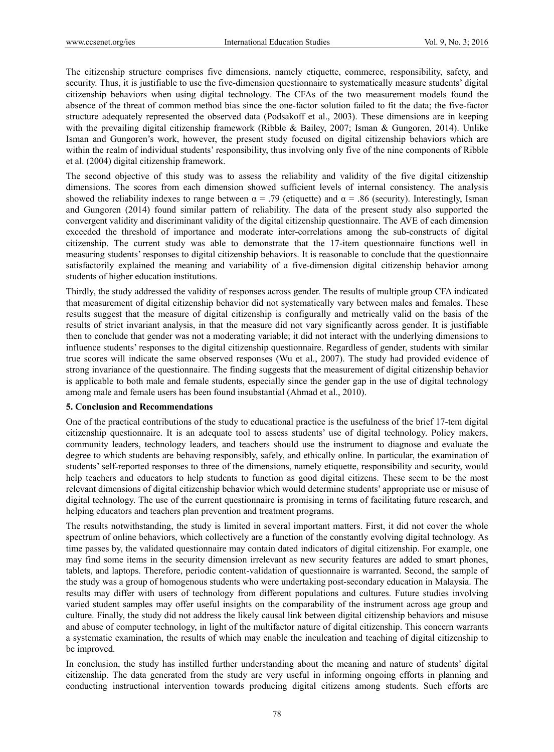The citizenship structure comprises five dimensions, namely etiquette, commerce, responsibility, safety, and security. Thus, it is justifiable to use the five-dimension questionnaire to systematically measure students' digital citizenship behaviors when using digital technology. The CFAs of the two measurement models found the absence of the threat of common method bias since the one-factor solution failed to fit the data; the five-factor structure adequately represented the observed data (Podsakoff et al., 2003). These dimensions are in keeping with the prevailing digital citizenship framework (Ribble & Bailey, 2007; Isman & Gungoren, 2014). Unlike Isman and Gungoren's work, however, the present study focused on digital citizenship behaviors which are within the realm of individual students' responsibility, thus involving only five of the nine components of Ribble et al. (2004) digital citizenship framework.

The second objective of this study was to assess the reliability and validity of the five digital citizenship dimensions. The scores from each dimension showed sufficient levels of internal consistency. The analysis showed the reliability indexes to range between $\alpha = .79$ (etiquette) and $\alpha = .86$ (security). Interestingly, Isman and Gungoren (2014) found similar pattern of reliability. The data of the present study also supported the convergent validity and discriminant validity of the digital citizenship questionnaire. The AVE of each dimension exceeded the threshold of importance and moderate inter-correlations among the sub-constructs of digital citizenship. The current study was able to demonstrate that the 17-item questionnaire functions well in measuring students' responses to digital citizenship behaviors. It is reasonable to conclude that the questionnaire satisfactorily explained the meaning and variability of a five-dimension digital citizenship behavior among students of higher education institutions.

Thirdly, the study addressed the validity of responses across gender. The results of multiple group CFA indicated that measurement of digital citizenship behavior did not systematically vary between males and females. These results suggest that the measure of digital citizenship is configurally and metrically valid on the basis of the results of strict invariant analysis, in that the measure did not vary significantly across gender. It is justifiable then to conclude that gender was not a moderating variable; it did not interact with the underlying dimensions to influence students' responses to the digital citizenship questionnaire. Regardless of gender, students with similar true scores will indicate the same observed responses (Wu et al., 2007). The study had provided evidence of strong invariance of the questionnaire. The finding suggests that the measurement of digital citizenship behavior is applicable to both male and female students, especially since the gender gap in the use of digital technology among male and female users has been found insubstantial (Ahmad et al., 2010).

## 5. Conclusion and Recommendations

One of the practical contributions of the study to educational practice is the usefulness of the brief 17-tem digital citizenship questionnaire. It is an adequate tool to assess students' use of digital technology. Policy makers, community leaders, technology leaders, and teachers should use the instrument to diagnose and evaluate the degree to which students are behaving responsibly, safely, and ethically online. In particular, the examination of students' self-reported responses to three of the dimensions, namely etiquette, responsibility and security, would help teachers and educators to help students to function as good digital citizens. These seem to be the most relevant dimensions of digital citizenship behavior which would determine students' appropriate use or misuse of digital technology. The use of the current questionnaire is promising in terms of facilitating future research, and helping educators and teachers plan prevention and treatment programs.

The results notwithstanding, the study is limited in several important matters. First, it did not cover the whole spectrum of online behaviors, which collectively are a function of the constantly evolving digital technology. As time passes by, the validated questionnaire may contain dated indicators of digital citizenship. For example, one may find some items in the security dimension irrelevant as new security features are added to smart phones, tablets, and laptops. Therefore, periodic content-validation of questionnaire is warranted. Second, the sample of the study was a group of homogenous students who were undertaking post-secondary education in Malaysia. The results may differ with users of technology from different populations and cultures. Future studies involving varied student samples may offer useful insights on the comparability of the instrument across age group and culture. Finally, the study did not address the likely causal link between digital citizenship behaviors and misuse and abuse of computer technology, in light of the multifactor nature of digital citizenship. This concern warrants a systematic examination, the results of which may enable the inculcation and teaching of digital citizenship to be improved.

In conclusion, the study has instilled further understanding about the meaning and nature of students' digital citizenship. The data generated from the study are very useful in informing ongoing efforts in planning and conducting instructional intervention towards producing digital citizens among students. Such efforts are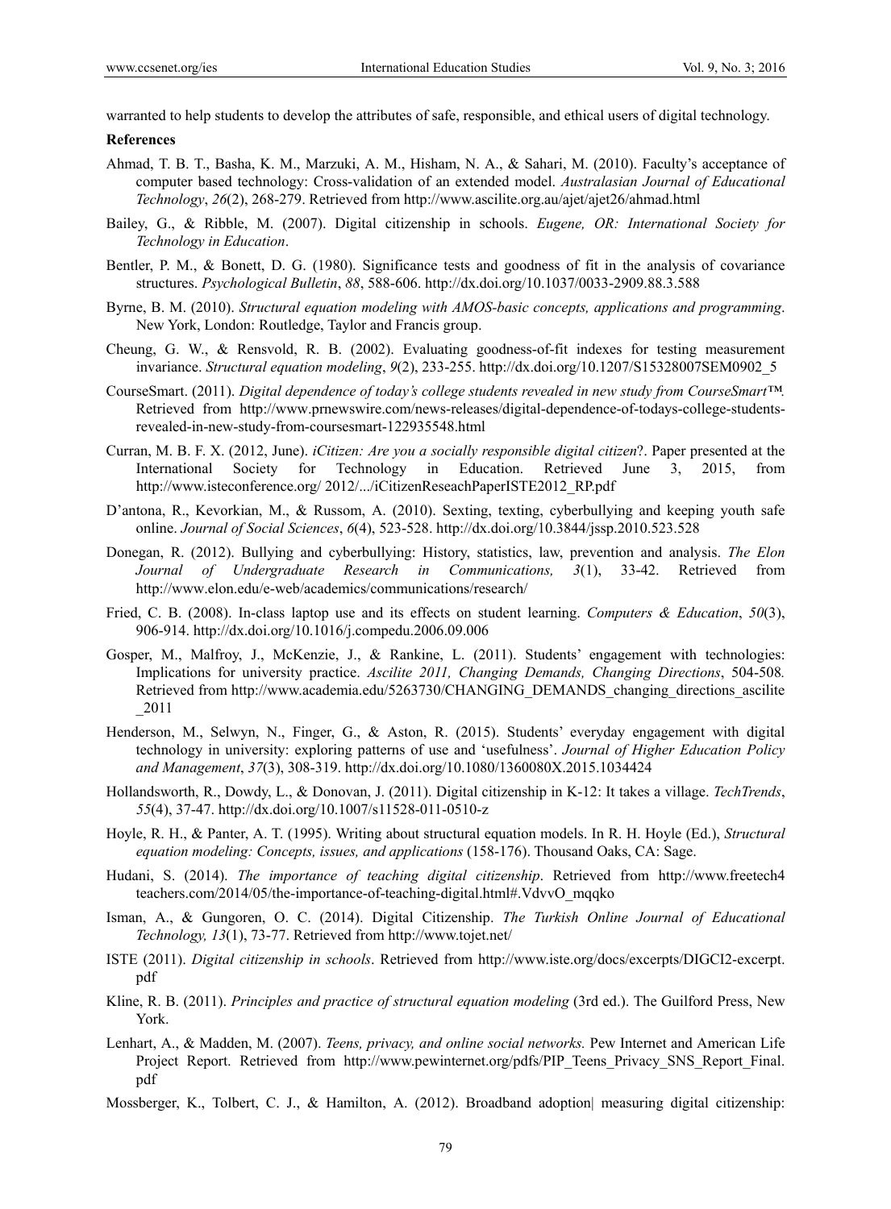warranted to help students to develop the attributes of safe, responsible, and ethical users of digital technology.

## References

Ahmad, T. B. T., Basha, K. M., Marzuki, A. M., Hisham, N. A., & Sahari, M. (2010). Faculty's acceptance of computer based technology: Cross-validation of an extended model. *Australasian Journal of Educational Technology*, *26*(2), 268-279. Retrieved from http://www.ascilite.org.au/ajet/ajet26/ahmad.html

Bailey, G., & Ribble, M. (2007). Digital citizenship in schools. *Eugene, OR: International Society for Technology in Education*.

Bentler, P. M., & Bonett, D. G. (1980). Significance tests and goodness of fit in the analysis of covariance structures. *Psychological Bulletin*, *88*, 588-606. http://dx.doi.org/10.1037/0033-2909.88.3.588

Byrne, B. M. (2010). *Structural equation modeling with AMOS-basic concepts, applications and programming*. New York, London: Routledge, Taylor and Francis group.

Cheung, G. W., & Rensvold, R. B. (2002). Evaluating goodness-of-fit indexes for testing measurement invariance. *Structural equation modeling*, *9*(2), 233-255. http://dx.doi.org/10.1207/S15328007SEM0902_5

CourseSmart. (2011). *Digital dependence of today's college students revealed in new study from CourseSmart™.* Retrieved from http://www.prnewswire.com/news-releases/digital-dependence-of-todays-college-students-revealed-in-new-study-from-coursesmart-122935548.html

Curran, M. B. F. X. (2012, June). *iCitizen: Are you a socially responsible digital citizen*?. Paper presented at the International Society for Technology in Education. Retrieved June 3, 2015, from http://www.isteconference.org/ 2012/.../iCitizenReseachPaperISTE2012_RP.pdf

D'antona, R., Kevorkian, M., & Russom, A. (2010). Sexting, texting, cyberbullying and keeping youth safe online. *Journal of Social Sciences*, *6*(4), 523-528. http://dx.doi.org/10.3844/jssp.2010.523.528

Donegan, R. (2012). Bullying and cyberbullying: History, statistics, law, prevention and analysis. *The Elon Journal of Undergraduate Research in Communications, 3*(1), 33-42. Retrieved from http://www.elon.edu/e-web/academics/communications/research/

Fried, C. B. (2008). In-class laptop use and its effects on student learning. *Computers & Education*, *50*(3), 906-914. http://dx.doi.org/10.1016/j.compedu.2006.09.006

Gosper, M., Malfroy, J., McKenzie, J., & Rankine, L. (2011). Students' engagement with technologies: Implications for university practice. *Ascilite 2011, Changing Demands, Changing Directions*, 504-508*.* Retrieved from http://www.academia.edu/5263730/CHANGING_DEMANDS_changing_directions_ascilite_2011

Henderson, M., Selwyn, N., Finger, G., & Aston, R. (2015). Students' everyday engagement with digital technology in university: exploring patterns of use and 'usefulness'. *Journal of Higher Education Policy and Management*, *37*(3), 308-319. http://dx.doi.org/10.1080/1360080X.2015.1034424

Hollandsworth, R., Dowdy, L., & Donovan, J. (2011). Digital citizenship in K-12: It takes a village. *TechTrends*, *55*(4), 37-47. http://dx.doi.org/10.1007/s11528-011-0510-z

Hoyle, R. H., & Panter, A. T. (1995). Writing about structural equation models. In R. H. Hoyle (Ed.), *Structural equation modeling: Concepts, issues, and applications* (158-176). Thousand Oaks, CA: Sage.

Hudani, S. (2014). *The importance of teaching digital citizenship*. Retrieved from http://www.freetech4teachers.com/2014/05/the-importance-of-teaching-digital.html#.VdvvO_mqqko

Isman, A., & Gungoren, O. C. (2014). Digital Citizenship. *The Turkish Online Journal of Educational Technology, 13*(1), 73-77. Retrieved from http://www.tojet.net/

ISTE (2011). *Digital citizenship in schools*. Retrieved from http://www.iste.org/docs/excerpts/DIGCI2-excerpt.pdf

Kline, R. B. (2011). *Principles and practice of structural equation modeling* (3rd ed.). The Guilford Press, New York.

Lenhart, A., & Madden, M. (2007). *Teens, privacy, and online social networks.* Pew Internet and American Life Project Report. Retrieved from http://www.pewinternet.org/pdfs/PIP_Teens_Privacy_SNS_Report_Final.pdf

Mossberger, K., Tolbert, C. J., & Hamilton, A. (2012). Broadband adoption| measuring digital citizenship: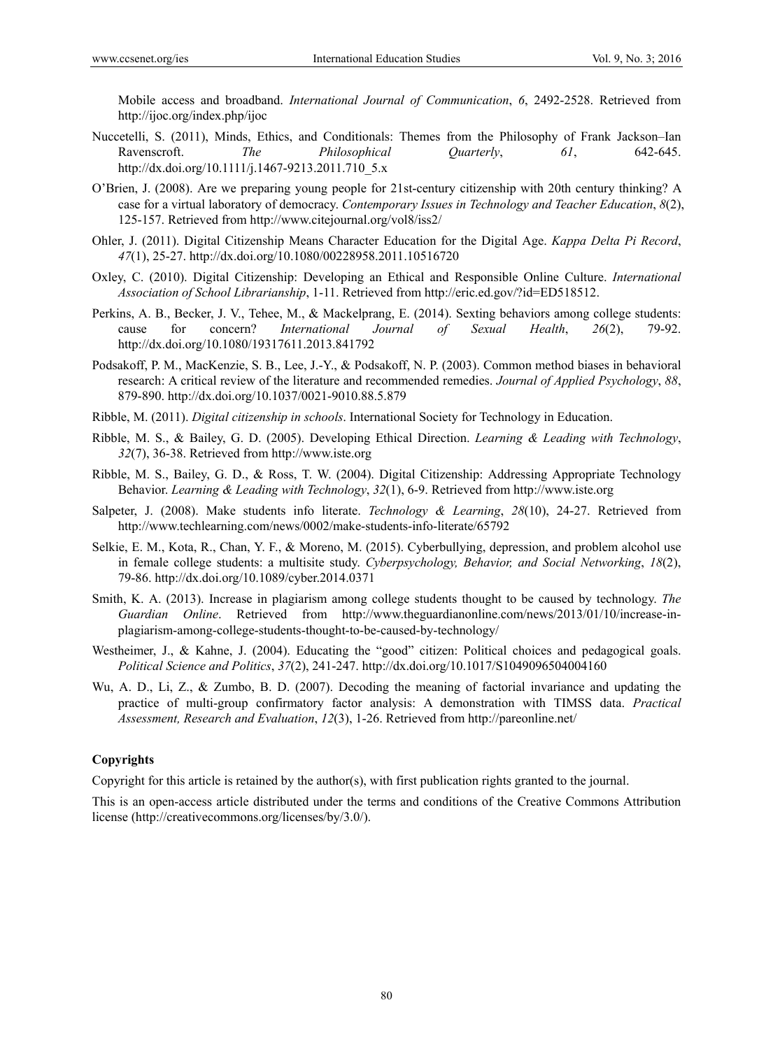Mobile access and broadband. *International Journal of Communication*, *6*, 2492-2528. Retrieved from http://ijoc.org/index.php/ijoc

Nuccetelli, S. (2011), Minds, Ethics, and Conditionals: Themes from the Philosophy of Frank Jackson–Ian Ravenscroft. *The Philosophical Quarterly*, *61*, 642-645. http://dx.doi.org/10.1111/j.1467-9213.2011.710_5.x

O'Brien, J. (2008). Are we preparing young people for 21st-century citizenship with 20th century thinking? A case for a virtual laboratory of democracy. *Contemporary Issues in Technology and Teacher Education*, *8*(2), 125-157. Retrieved from http://www.citejournal.org/vol8/iss2/

Ohler, J. (2011). Digital Citizenship Means Character Education for the Digital Age. *Kappa Delta Pi Record*, *47*(1), 25-27. http://dx.doi.org/10.1080/00228958.2011.10516720

Oxley, C. (2010). Digital Citizenship: Developing an Ethical and Responsible Online Culture. *International Association of School Librarianship*, 1-11. Retrieved from http://eric.ed.gov/?id=ED518512.

Perkins, A. B., Becker, J. V., Tehee, M., & Mackelprang, E. (2014). Sexting behaviors among college students: cause for concern? *International Journal of Sexual Health*, *26*(2), 79-92. http://dx.doi.org/10.1080/19317611.2013.841792

Podsakoff, P. M., MacKenzie, S. B., Lee, J.-Y., & Podsakoff, N. P. (2003). Common method biases in behavioral research: A critical review of the literature and recommended remedies. *Journal of Applied Psychology*, *88*, 879-890. http://dx.doi.org/10.1037/0021-9010.88.5.879

Ribble, M. (2011). *Digital citizenship in schools*. International Society for Technology in Education.

Ribble, M. S., & Bailey, G. D. (2005). Developing Ethical Direction. *Learning & Leading with Technology*, *32*(7), 36-38. Retrieved from http://www.iste.org

Ribble, M. S., Bailey, G. D., & Ross, T. W. (2004). Digital Citizenship: Addressing Appropriate Technology Behavior. *Learning & Leading with Technology*, *32*(1), 6-9. Retrieved from http://www.iste.org

Salpeter, J. (2008). Make students info literate. *Technology & Learning*, *28*(10), 24-27. Retrieved from http://www.techlearning.com/news/0002/make-students-info-literate/65792

Selkie, E. M., Kota, R., Chan, Y. F., & Moreno, M. (2015). Cyberbullying, depression, and problem alcohol use in female college students: a multisite study. *Cyberpsychology, Behavior, and Social Networking*, *18*(2), 79-86. http://dx.doi.org/10.1089/cyber.2014.0371

Smith, K. A. (2013). Increase in plagiarism among college students thought to be caused by technology. *The Guardian Online*. Retrieved from http://www.theguardianonline.com/news/2013/01/10/increase-in-plagiarism-among-college-students-thought-to-be-caused-by-technology/

Westheimer, J., & Kahne, J. (2004). Educating the "good" citizen: Political choices and pedagogical goals. *Political Science and Politics*, *37*(2), 241-247. http://dx.doi.org/10.1017/S1049096504004160

Wu, A. D., Li, Z., & Zumbo, B. D. (2007). Decoding the meaning of factorial invariance and updating the practice of multi-group confirmatory factor analysis: A demonstration with TIMSS data. *Practical Assessment, Research and Evaluation*, *12*(3), 1-26. Retrieved from http://pareonline.net/

**Copyrights**

Copyright for this article is retained by the author(s), with first publication rights granted to the journal.

This is an open-access article distributed under the terms and conditions of the Creative Commons Attribution license (http://creativecommons.org/licenses/by/3.0/).